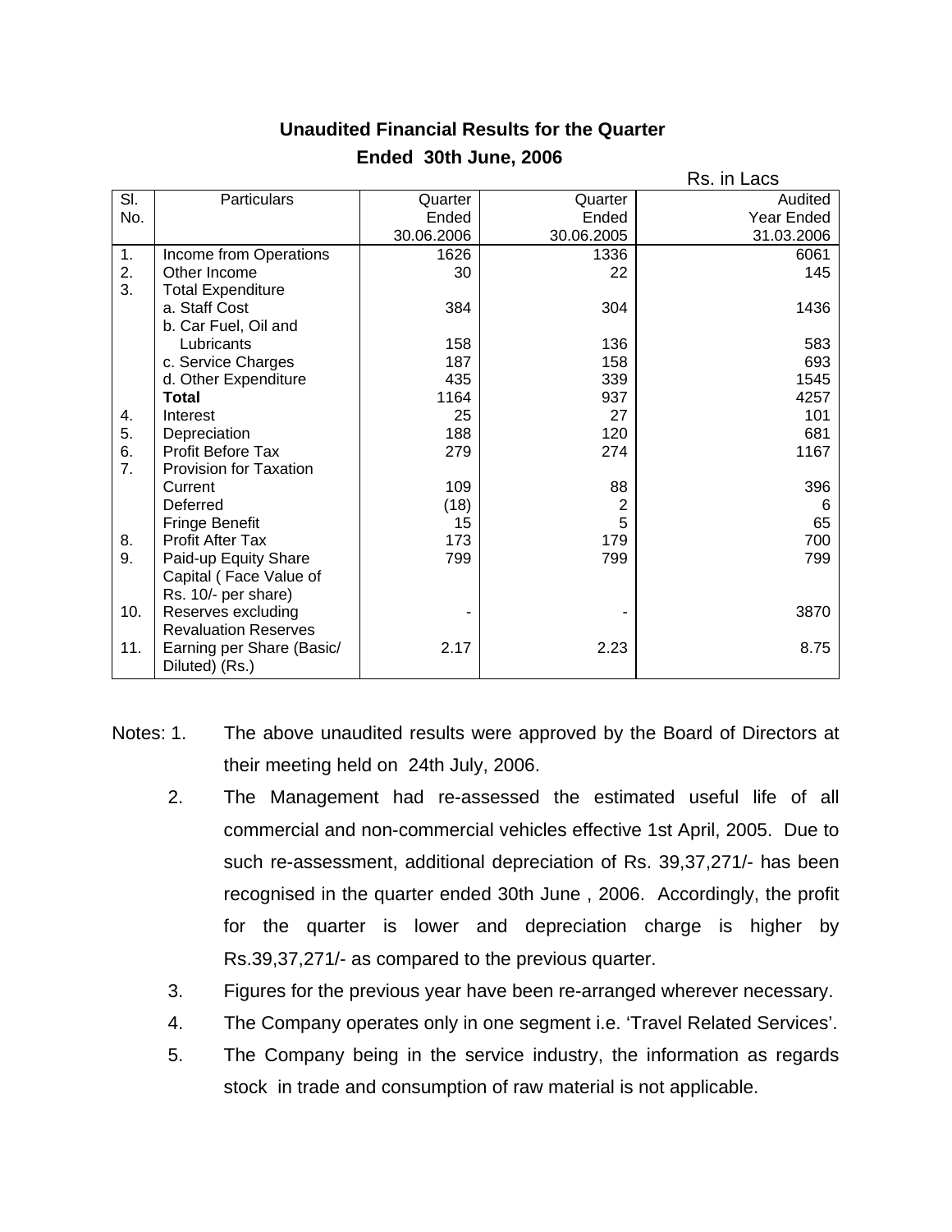# Unaudited Financial Results for the Quarter Ended 30th June, 2006

Rs. in Lacs

| Sl. No. | Particulars | Quarter Ended 30.06.2006 | Quarter Ended 30.06.2005 | Audited Year Ended 31.03.2006 |
|---|---|---|---|---|
| 1. | Income from Operations | 1626 | 1336 | 6061 |
| 2. | Other Income | 30 | 22 | 145 |
| 3. | Total Expenditure | | | |
| | a. Staff Cost | 384 | 304 | 1436 |
| | b. Car Fuel, Oil and Lubricants | 158 | 136 | 583 |
| | c. Service Charges | 187 | 158 | 693 |
| | d. Other Expenditure | 435 | 339 | 1545 |
| | **Total** | 1164 | 937 | 4257 |
| 4. | Interest | 25 | 27 | 101 |
| 5. | Depreciation | 188 | 120 | 681 |
| 6. | Profit Before Tax | 279 | 274 | 1167 |
| 7. | Provision for Taxation | | | |
| | Current | 109 | 88 | 396 |
| | Deferred | (18) | 2 | 6 |
| | Fringe Benefit | 15 | 5 | 65 |
| 8. | Profit After Tax | 173 | 179 | 700 |
| 9. | Paid-up Equity Share Capital ( Face Value of Rs. 10/- per share) | 799 | 799 | 799 |
| 10. | Reserves excluding Revaluation Reserves | - | - | 3870 |
| 11. | Earning per Share (Basic/ Diluted) (Rs.) | 2.17 | 2.23 | 8.75 |

Notes:

1. The above unaudited results were approved by the Board of Directors at their meeting held on 24th July, 2006.
2. The Management had re-assessed the estimated useful life of all commercial and non-commercial vehicles effective 1st April, 2005. Due to such re-assessment, additional depreciation of Rs. 39,37,271/- has been recognised in the quarter ended 30th June , 2006. Accordingly, the profit for the quarter is lower and depreciation charge is higher by Rs.39,37,271/- as compared to the previous quarter.
3. Figures for the previous year have been re-arranged wherever necessary.
4. The Company operates only in one segment i.e. 'Travel Related Services'.
5. The Company being in the service industry, the information as regards stock in trade and consumption of raw material is not applicable.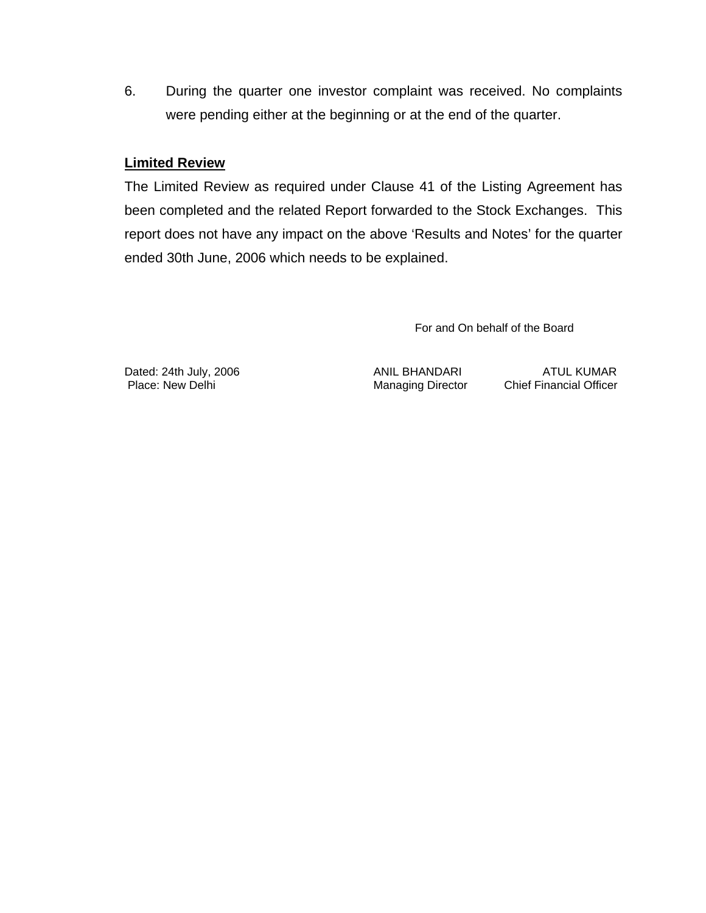6. During the quarter one investor complaint was received. No complaints were pending either at the beginning or at the end of the quarter.

**Limited Review**

The Limited Review as required under Clause 41 of the Listing Agreement has been completed and the related Report forwarded to the Stock Exchanges. This report does not have any impact on the above 'Results and Notes' for the quarter ended 30th June, 2006 which needs to be explained.

For and On behalf of the Board

Dated: 24th July, 2006
Place: New Delhi

ANIL BHANDARI
Managing Director

ATUL KUMAR
Chief Financial Officer